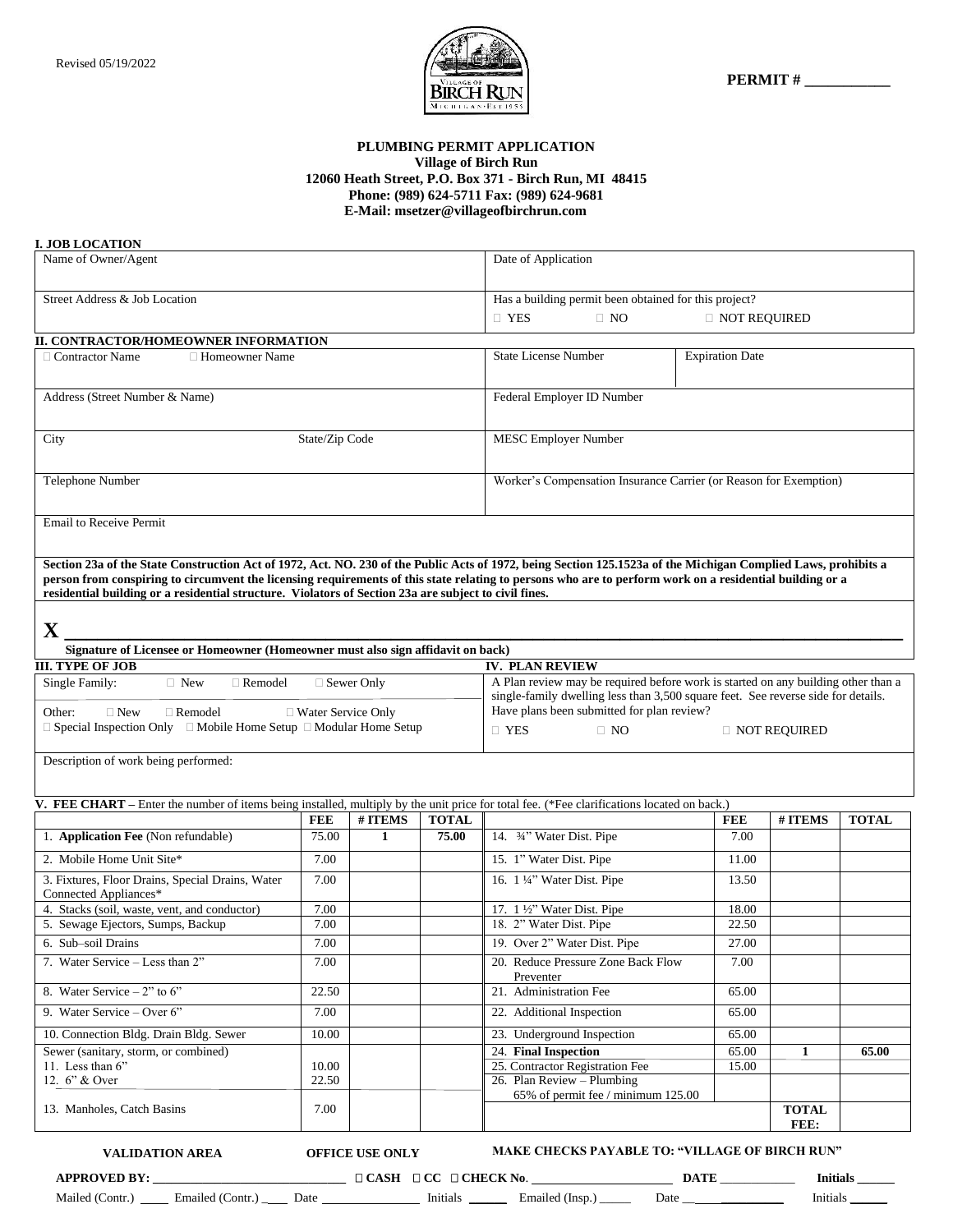Revised 05/19/2022

**PERMIT # ___________**

**PLUMBING PERMIT APPLICATION**
**Village of Birch Run**
**12060 Heath Street, P.O. Box 371 - Birch Run, MI 48415**
**Phone: (989) 624-5711 Fax: (989) 624-9681**
**E-Mail: msetzer@villageofbirchrun.com**

## I. JOB LOCATION

| | |
|---|---|
| Name of Owner/Agent | Date of Application |
| Street Address & Job Location | Has a building permit been obtained for this project? ☐ YES ☐ NO ☐ NOT REQUIRED |

## II. CONTRACTOR/HOMEOWNER INFORMATION

| | | |
|---|---|---|
| ☐ Contractor Name ☐ Homeowner Name | State License Number | Expiration Date |
| Address (Street Number & Name) | Federal Employer ID Number | |
| City State/Zip Code | MESC Employer Number | |
| Telephone Number | Worker's Compensation Insurance Carrier (or Reason for Exemption) | |
| Email to Receive Permit | | |

**Section 23a of the State Construction Act of 1972, Act. NO. 230 of the Public Acts of 1972, being Section 125.1523a of the Michigan Complied Laws, prohibits a person from conspiring to circumvent the licensing requirements of this state relating to persons who are to perform work on a residential building or a residential building or a residential structure. Violators of Section 23a are subject to civil fines.**

**X** ______________________________________________________________

**Signature of Licensee or Homeowner (Homeowner must also sign affidavit on back)**

## III. TYPE OF JOB

Single Family: ☐ New ☐ Remodel ☐ Sewer Only

Other: ☐ New ☐ Remodel ☐ Water Service Only
☐ Special Inspection Only ☐ Mobile Home Setup ☐ Modular Home Setup

## IV. PLAN REVIEW

A Plan review may be required before work is started on any building other than a single-family dwelling less than 3,500 square feet. See reverse side for details.
Have plans been submitted for plan review?
☐ YES ☐ NO ☐ NOT REQUIRED

Description of work being performed:

## V. FEE CHART – Enter the number of items being installed, multiply by the unit price for total fee. (*Fee clarifications located on back.)

| | FEE | # ITEMS | TOTAL | | FEE | # ITEMS | TOTAL |
|---|---|---|---|---|---|---|---|
| 1. **Application Fee** (Non refundable) | 75.00 | **1** | **75.00** | 14. ¾" Water Dist. Pipe | 7.00 | | |
| 2. Mobile Home Unit Site* | 7.00 | | | 15. 1" Water Dist. Pipe | 11.00 | | |
| 3. Fixtures, Floor Drains, Special Drains, Water Connected Appliances* | 7.00 | | | 16. 1 ¼" Water Dist. Pipe | 13.50 | | |
| 4. Stacks (soil, waste, vent, and conductor) | 7.00 | | | 17. 1 ½" Water Dist. Pipe | 18.00 | | |
| 5. Sewage Ejectors, Sumps, Backup | 7.00 | | | 18. 2" Water Dist. Pipe | 22.50 | | |
| 6. Sub–soil Drains | 7.00 | | | 19. Over 2" Water Dist. Pipe | 27.00 | | |
| 7. Water Service – Less than 2" | 7.00 | | | 20. Reduce Pressure Zone Back Flow Preventer | 7.00 | | |
| 8. Water Service – 2" to 6" | 22.50 | | | 21. Administration Fee | 65.00 | | |
| 9. Water Service – Over 6" | 7.00 | | | 22. Additional Inspection | 65.00 | | |
| 10. Connection Bldg. Drain Bldg. Sewer | 10.00 | | | 23. Underground Inspection | 65.00 | | |
| Sewer (sanitary, storm, or combined) | | | | 24. **Final Inspection** | 65.00 | **1** | **65.00** |
| 11. Less than 6" | 10.00 | | | 25. Contractor Registration Fee | 15.00 | | |
| 12. 6" & Over | 22.50 | | | 26. Plan Review – Plumbing 65% of permit fee / minimum 125.00 | | | |
| 13. Manholes, Catch Basins | 7.00 | | | | | **TOTAL FEE:** | |

**VALIDATION AREA** **OFFICE USE ONLY** **MAKE CHECKS PAYABLE TO: "VILLAGE OF BIRCH RUN"**

**APPROVED BY:** ______________________________ ☐ **CASH** ☐ **CC** ☐ **CHECK No**. ______________________ **DATE** ___________ **Initials** ______

Mailed (Contr.) _____ Emailed (Contr.) ____ Date ________________ Initials ______ Emailed (Insp.) _____ Date __________ Initials ______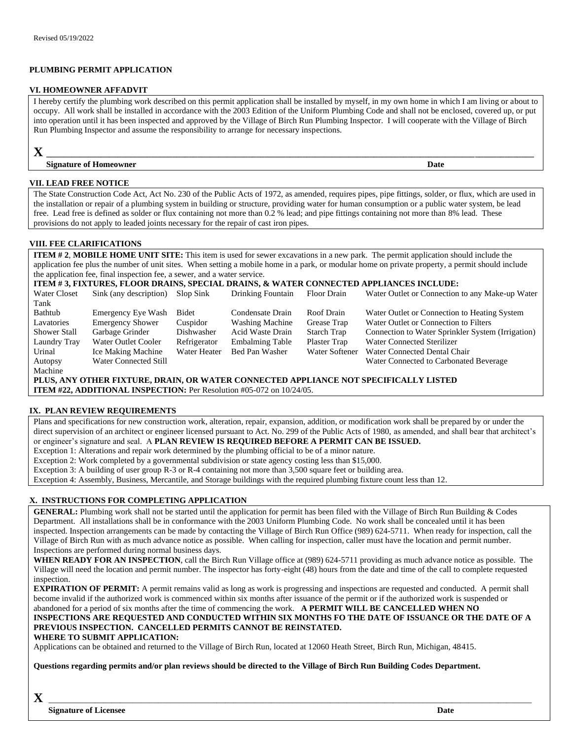Revised 05/19/2022

## PLUMBING PERMIT APPLICATION

### VI. HOMEOWNER AFFADVIT

I hereby certify the plumbing work described on this permit application shall be installed by myself, in my own home in which I am living or about to occupy. All work shall be installed in accordance with the 2003 Edition of the Uniform Plumbing Code and shall not be enclosed, covered up, or put into operation until it has been inspected and approved by the Village of Birch Run Plumbing Inspector. I will cooperate with the Village of Birch Run Plumbing Inspector and assume the responsibility to arrange for necessary inspections.

**X** ______________________________________________

**Signature of Homeowner** **Date**

### VII. LEAD FREE NOTICE

The State Construction Code Act, Act No. 230 of the Public Acts of 1972, as amended, requires pipes, pipe fittings, solder, or flux, which are used in the installation or repair of a plumbing system in building or structure, providing water for human consumption or a public water system, be lead free. Lead free is defined as solder or flux containing not more than 0.2 % lead; and pipe fittings containing not more than 8% lead. These provisions do not apply to leaded joints necessary for the repair of cast iron pipes.

### VIII. FEE CLARIFICATIONS

**ITEM # 2**, **MOBILE HOME UNIT SITE:** This item is used for sewer excavations in a new park. The permit application should include the application fee plus the number of unit sites. When setting a mobile home in a park, or modular home on private property, a permit should include the application fee, final inspection fee, a sewer, and a water service.

**ITEM # 3, FIXTURES, FLOOR DRAINS, SPECIAL DRAINS, & WATER CONNECTED APPLIANCES INCLUDE:**

| | | | | | |
|---|---|---|---|---|---|
| Water Closet Tank | Sink (any description) | Slop Sink | Drinking Fountain | Floor Drain | Water Outlet or Connection to any Make-up Water |
| Bathtub | Emergency Eye Wash | Bidet | Condensate Drain | Roof Drain | Water Outlet or Connection to Heating System |
| Lavatories | Emergency Shower | Cuspidor | Washing Machine | Grease Trap | Water Outlet or Connection to Filters |
| Shower Stall | Garbage Grinder | Dishwasher | Acid Waste Drain | Starch Trap | Connection to Water Sprinkler System (Irrigation) |
| Laundry Tray | Water Outlet Cooler | Refrigerator | Embalming Table | Plaster Trap | Water Connected Sterilizer |
| Urinal | Ice Making Machine | Water Heater | Bed Pan Washer | Water Softener | Water Connected Dental Chair |
| Autopsy Machine | Water Connected Still | | | | Water Connected to Carbonated Beverage |

**PLUS, ANY OTHER FIXTURE, DRAIN, OR WATER CONNECTED APPLIANCE NOT SPECIFICALLY LISTED**

**ITEM #22, ADDITIONAL INSPECTION:** Per Resolution #05-072 on 10/24/05.

### IX. PLAN REVIEW REQUIREMENTS

Plans and specifications for new construction work, alteration, repair, expansion, addition, or modification work shall be prepared by or under the direct supervision of an architect or engineer licensed pursuant to Act. No. 299 of the Public Acts of 1980, as amended, and shall bear that architect's or engineer's signature and seal. A **PLAN REVIEW IS REQUIRED BEFORE A PERMIT CAN BE ISSUED.**

Exception 1: Alterations and repair work determined by the plumbing official to be of a minor nature.

Exception 2: Work completed by a governmental subdivision or state agency costing less than $15,000.

Exception 3: A building of user group R-3 or R-4 containing not more than 3,500 square feet or building area.

Exception 4: Assembly, Business, Mercantile, and Storage buildings with the required plumbing fixture count less than 12.

### X. INSTRUCTIONS FOR COMPLETING APPLICATION

**GENERAL:** Plumbing work shall not be started until the application for permit has been filed with the Village of Birch Run Building & Codes Department. All installations shall be in conformance with the 2003 Uniform Plumbing Code. No work shall be concealed until it has been inspected. Inspection arrangements can be made by contacting the Village of Birch Run Office (989) 624-5711. When ready for inspection, call the Village of Birch Run with as much advance notice as possible. When calling for inspection, caller must have the location and permit number. Inspections are performed during normal business days.

**WHEN READY FOR AN INSPECTION**, call the Birch Run Village office at (989) 624-5711 providing as much advance notice as possible. The Village will need the location and permit number. The inspector has forty-eight (48) hours from the date and time of the call to complete requested inspection.

**EXPIRATION OF PERMIT:** A permit remains valid as long as work is progressing and inspections are requested and conducted. A permit shall become invalid if the authorized work is commenced within six months after issuance of the permit or if the authorized work is suspended or abandoned for a period of six months after the time of commencing the work. **A PERMIT WILL BE CANCELLED WHEN NO INSPECTIONS ARE REQUESTED AND CONDUCTED WITHIN SIX MONTHS FO THE DATE OF ISSUANCE OR THE DATE OF A PREVIOUS INSPECTION. CANCELLED PERMITS CANNOT BE REINSTATED.**

**WHERE TO SUBMIT APPLICATION:**

Applications can be obtained and returned to the Village of Birch Run, located at 12060 Heath Street, Birch Run, Michigan, 48415.

**Questions regarding permits and/or plan reviews should be directed to the Village of Birch Run Building Codes Department.**

**X** ______________________________________________

**Signature of Licensee** **Date**